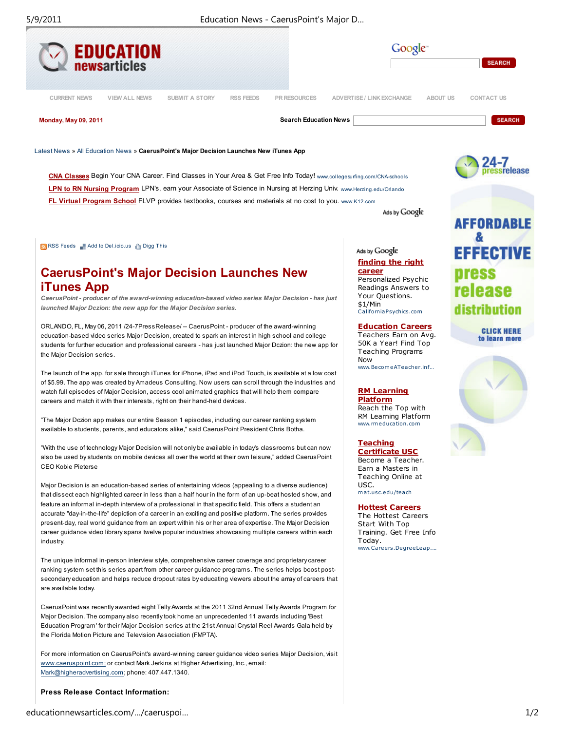# EDUCATION newsarticles

CURRENT NEWS | VIEW ALL NEWS | SUBMIT A STORY | RSS FEEDS | PR RESOURCES | ADVERTISE / LINK EXCHANGE | ABOUT US | CONTACT US

**Monday, May 09, 2011**

**Search Education News** SEARCH

Latest News » All Education News » **CaerusPoint's Major Decision Launches New iTunes App**

**CNA Classes** Begin Your CNA Career. Find Classes in Your Area & Get Free Info Today! www.collegesurfing.com/CNA-schools

**LPN to RN Nursing Program** LPN's, earn your Associate of Science in Nursing at Herzing Univ. www.Herzing.edu/Orlando

**FL Virtual Program School** FLVP provides textbooks, courses and materials at no cost to you. www.K12.com

Ads by Google

RSS Feeds | Add to Del.icio.us | Digg This

# CaerusPoint's Major Decision Launches New iTunes App

*CaerusPoint - producer of the award-winning education-based video series Major Decision - has just launched Major Dczion: the new app for the Major Decision series.*

ORLANDO, FL, May 06, 2011 /24-7PressRelease/ -- CaerusPoint - producer of the award-winning education-based video series Major Decision, created to spark an interest in high school and college students for further education and professional careers - has just launched Major Dczion: the new app for the Major Decision series.

The launch of the app, for sale through iTunes for iPhone, iPad and iPod Touch, is available at a low cost of $5.99. The app was created by Amadeus Consulting. Now users can scroll through the industries and watch full episodes of Major Decision, access cool animated graphics that will help them compare careers and match it with their interests, right on their hand-held devices.

"The Major Dczion app makes our entire Season 1 episodes, including our career ranking system available to students, parents, and educators alike," said CaerusPoint President Chris Botha.

"With the use of technology Major Decision will not only be available in today's classrooms but can now also be used by students on mobile devices all over the world at their own leisure," added CaerusPoint CEO Kobie Pieterse

Major Decision is an education-based series of entertaining videos (appealing to a diverse audience) that dissect each highlighted career in less than a half hour in the form of an up-beat hosted show, and feature an informal in-depth interview of a professional in that specific field. This offers a student an accurate "day-in-the-life" depiction of a career in an exciting and positive platform. The series provides present-day, real world guidance from an expert within his or her area of expertise. The Major Decision career guidance video library spans twelve popular industries showcasing multiple careers within each industry.

The unique informal in-person interview style, comprehensive career coverage and proprietary career ranking system set this series apart from other career guidance programs. The series helps boost post-secondary education and helps reduce dropout rates by educating viewers about the array of careers that are available today.

CaerusPoint was recently awarded eight Telly Awards at the 2011 32nd Annual Telly Awards Program for Major Decision. The company also recently took home an unprecedented 11 awards including 'Best Education Program' for their Major Decision series at the 21st Annual Crystal Reel Awards Gala held by the Florida Motion Picture and Television Association (FMPTA).

For more information on CaerusPoint's award-winning career guidance video series Major Decision, visit www.caeruspoint.com; or contact Mark Jerkins at Higher Advertising, Inc., email: Mark@higheradvertising.com; phone: 407.447.1340.

**Press Release Contact Information:**

Ads by Google

**finding the right career**
Personalized Psychic Readings Answers to Your Questions. $1/Min
CaliforniaPsychics.com

**Education Careers**
Teachers Earn on Avg. 50K a Year! Find Top Teaching Programs Now
www.BecomeATeacher.inf...

**RM Learning Platform**
Reach the Top with RM Learning Platform
www.rmeducation.com

**Teaching Certificate USC**
Become a Teacher. Earn a Masters in Teaching Online at USC.
mat.usc.edu/teach

**Hottest Careers**
The Hottest Careers Start With Top Training. Get Free Info Today.
www.Careers.DegreeLeap....

24-7 pressrelease

AFFORDABLE & EFFECTIVE press release distribution

CLICK HERE to learn more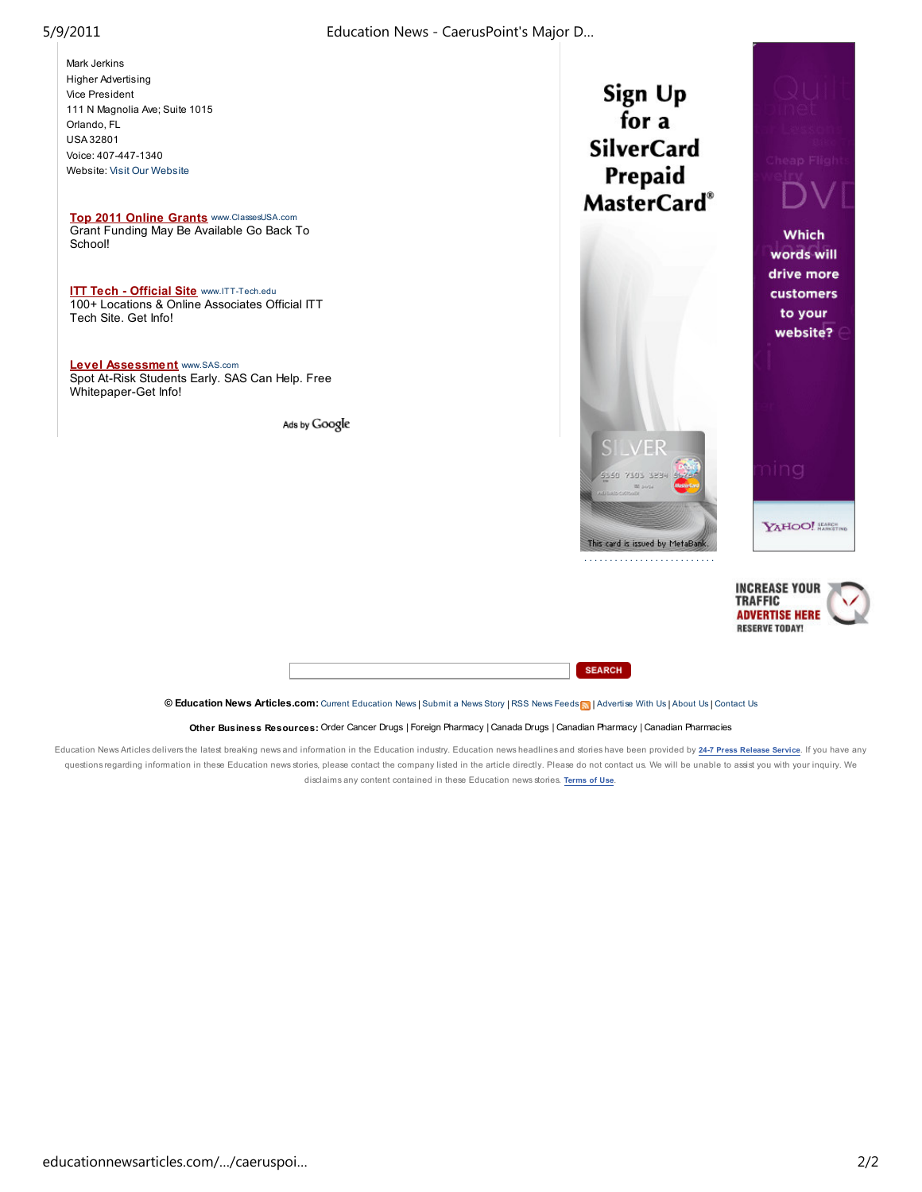Mark Jerkins
Higher Advertising
Vice President
111 N Magnolia Ave; Suite 1015
Orlando, FL
USA 32801
Voice: 407-447-1340
Website: Visit Our Website

**Top 2011 Online Grants** www.ClassesUSA.com
Grant Funding May Be Available Go Back To School!

**ITT Tech - Official Site** www.ITT-Tech.edu
100+ Locations & Online Associates Official ITT Tech Site. Get Info!

**Level Assessment** www.SAS.com
Spot At-Risk Students Early. SAS Can Help. Free Whitepaper-Get Info!

Ads by Google

Sign Up for a SilverCard Prepaid MasterCard®

This card is issued by MetaBank.

Which words will drive more customers to your website?

YAHOO! SEARCH MARKETING

INCREASE YOUR TRAFFIC
ADVERTISE HERE
RESERVE TODAY!

SEARCH

**© Education News Articles.com:** Current Education News | Submit a News Story | RSS News Feeds | Advertise With Us | About Us | Contact Us

**Other Business Resources:** Order Cancer Drugs | Foreign Pharmacy | Canada Drugs | Canadian Pharmacy | Canadian Pharmacies

Education News Articles delivers the latest breaking news and information in the Education industry. Education news headlines and stories have been provided by **24-7 Press Release Service**. If you have any questions regarding information in these Education news stories, please contact the company listed in the article directly. Please do not contact us. We will be unable to assist you with your inquiry. We disclaims any content contained in these Education news stories. **Terms of Use**.